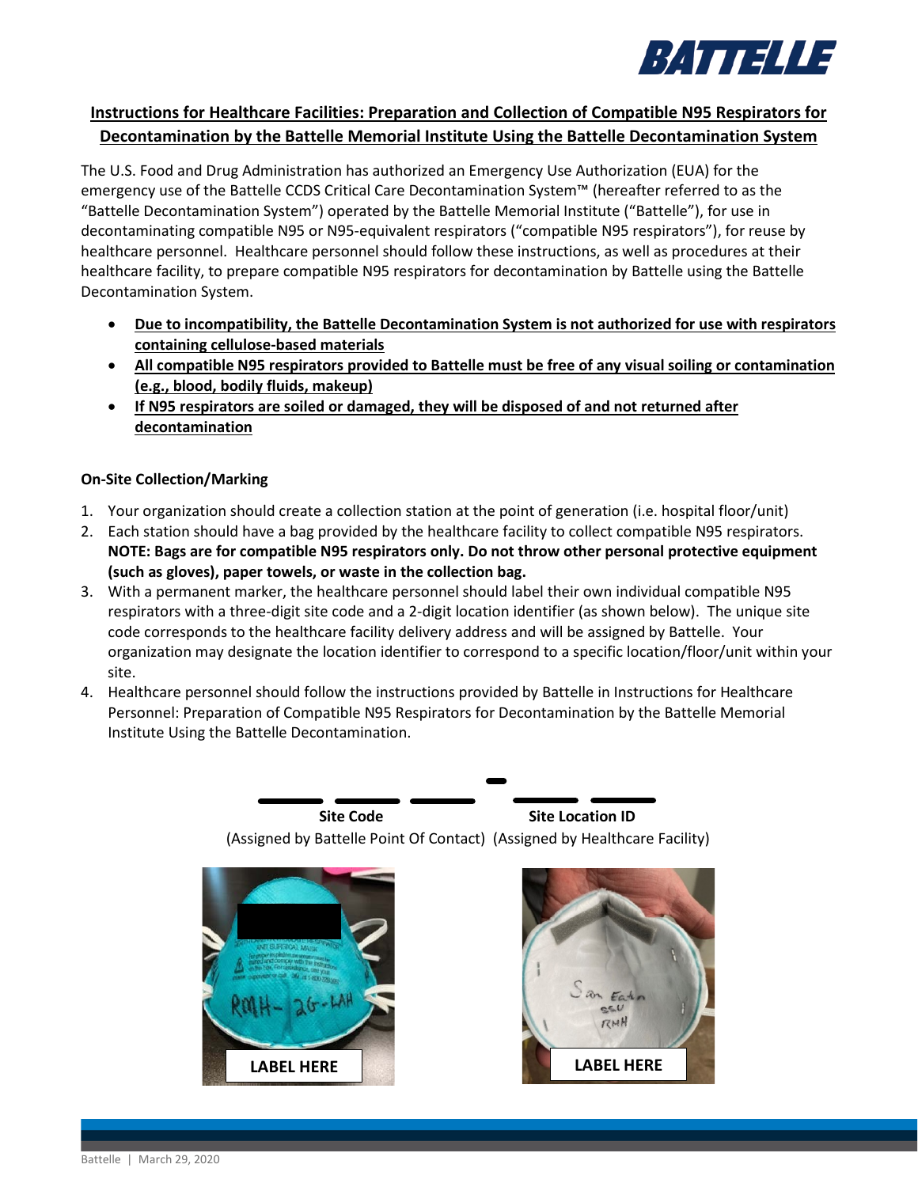# Instructions for Healthcare Facilities: Preparation and Collection of Compatible N95 Respirators for Decontamination by the Battelle Memorial Institute Using the Battelle Decontamination System

The U.S. Food and Drug Administration has authorized an Emergency Use Authorization (EUA) for the emergency use of the Battelle CCDS Critical Care Decontamination System™ (hereafter referred to as the "Battelle Decontamination System") operated by the Battelle Memorial Institute ("Battelle"), for use in decontaminating compatible N95 or N95-equivalent respirators ("compatible N95 respirators"), for reuse by healthcare personnel. Healthcare personnel should follow these instructions, as well as procedures at their healthcare facility, to prepare compatible N95 respirators for decontamination by Battelle using the Battelle Decontamination System.

- **Due to incompatibility, the Battelle Decontamination System is not authorized for use with respirators containing cellulose-based materials**
- **All compatible N95 respirators provided to Battelle must be free of any visual soiling or contamination (e.g., blood, bodily fluids, makeup)**
- **If N95 respirators are soiled or damaged, they will be disposed of and not returned after decontamination**

**On-Site Collection/Marking**

1. Your organization should create a collection station at the point of generation (i.e. hospital floor/unit)
2. Each station should have a bag provided by the healthcare facility to collect compatible N95 respirators. **NOTE: Bags are for compatible N95 respirators only. Do not throw other personal protective equipment (such as gloves), paper towels, or waste in the collection bag.**
3. With a permanent marker, the healthcare personnel should label their own individual compatible N95 respirators with a three-digit site code and a 2-digit location identifier (as shown below). The unique site code corresponds to the healthcare facility delivery address and will be assigned by Battelle. Your organization may designate the location identifier to correspond to a specific location/floor/unit within your site.
4. Healthcare personnel should follow the instructions provided by Battelle in Instructions for Healthcare Personnel: Preparation of Compatible N95 Respirators for Decontamination by the Battelle Memorial Institute Using the Battelle Decontamination.

\_\_\_ \_\_\_ \_\_\_ - \_\_\_ \_\_\_

**Site Code** (Assigned by Battelle Point Of Contact) **Site Location ID** (Assigned by Healthcare Facility)

**LABEL HERE**

**LABEL HERE**

Battelle | March 29, 2020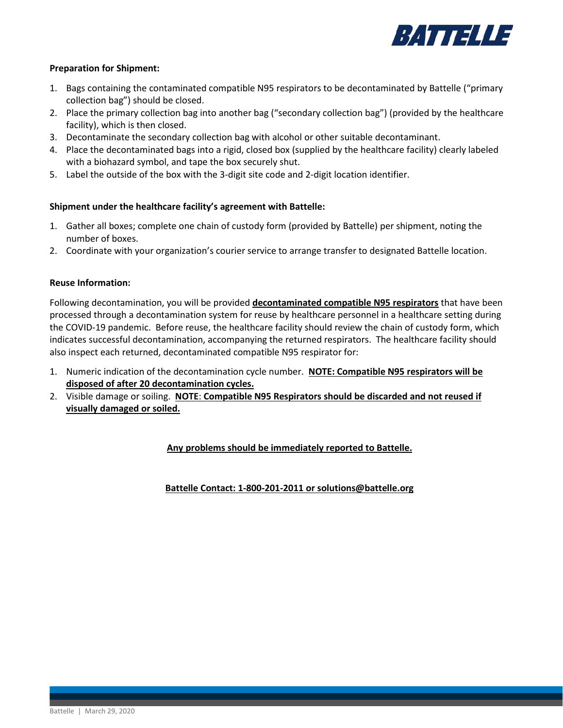**Preparation for Shipment:**

1. Bags containing the contaminated compatible N95 respirators to be decontaminated by Battelle ("primary collection bag") should be closed.
2. Place the primary collection bag into another bag ("secondary collection bag") (provided by the healthcare facility), which is then closed.
3. Decontaminate the secondary collection bag with alcohol or other suitable decontaminant.
4. Place the decontaminated bags into a rigid, closed box (supplied by the healthcare facility) clearly labeled with a biohazard symbol, and tape the box securely shut.
5. Label the outside of the box with the 3-digit site code and 2-digit location identifier.

**Shipment under the healthcare facility's agreement with Battelle:**

1. Gather all boxes; complete one chain of custody form (provided by Battelle) per shipment, noting the number of boxes.
2. Coordinate with your organization's courier service to arrange transfer to designated Battelle location.

**Reuse Information:**

Following decontamination, you will be provided **decontaminated compatible N95 respirators** that have been processed through a decontamination system for reuse by healthcare personnel in a healthcare setting during the COVID-19 pandemic. Before reuse, the healthcare facility should review the chain of custody form, which indicates successful decontamination, accompanying the returned respirators. The healthcare facility should also inspect each returned, decontaminated compatible N95 respirator for:

1. Numeric indication of the decontamination cycle number. **NOTE: Compatible N95 respirators will be disposed of after 20 decontamination cycles.**
2. Visible damage or soiling. **NOTE**: **Compatible N95 Respirators should be discarded and not reused if visually damaged or soiled.**

**Any problems should be immediately reported to Battelle.**

**Battelle Contact: 1-800-201-2011 or solutions@battelle.org**